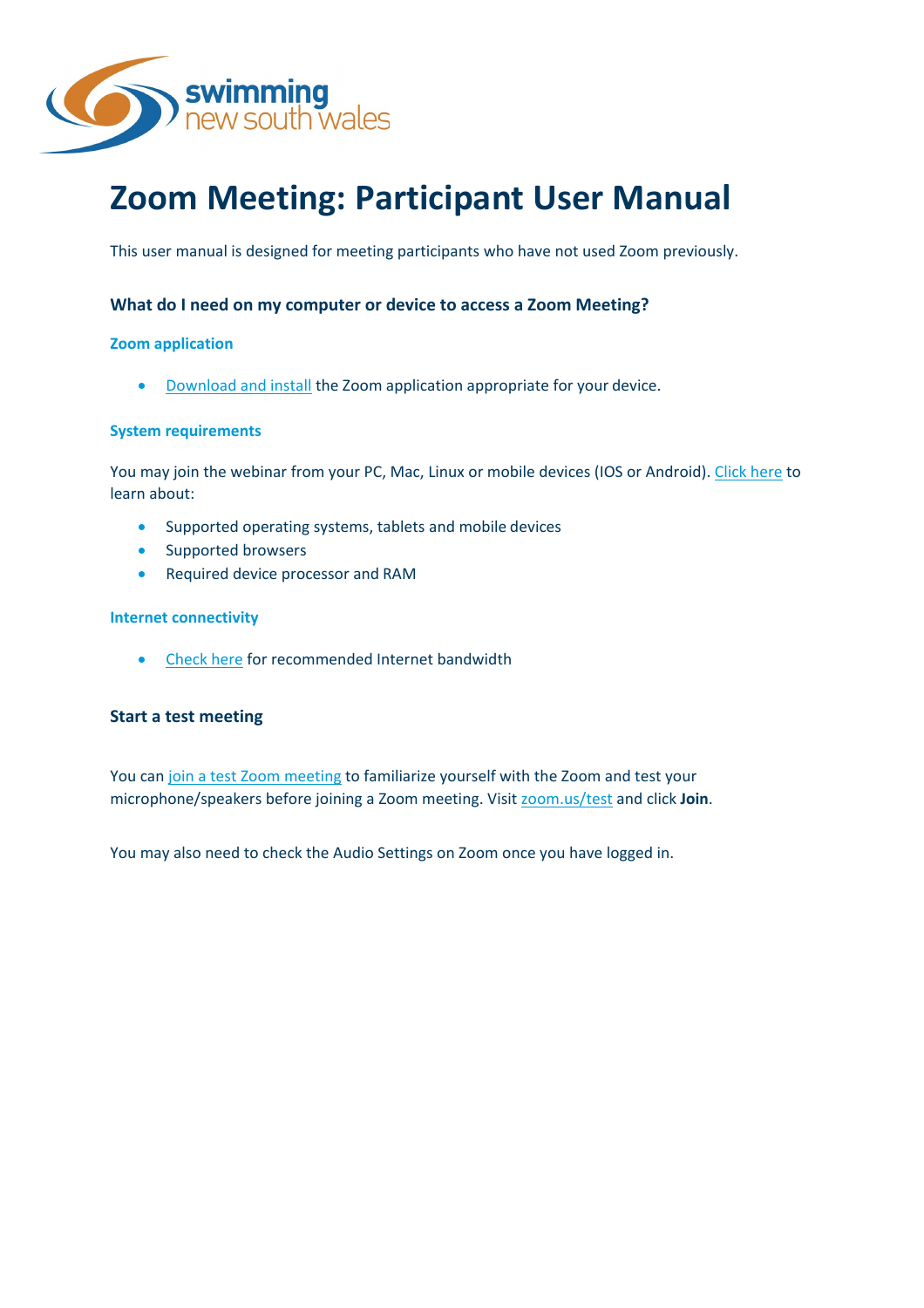# Zoom Meeting: Participant User Manual

This user manual is designed for meeting participants who have not used Zoom previously.

### What do I need on my computer or device to access a Zoom Meeting?

#### Zoom application

- Download and install the Zoom application appropriate for your device.

#### System requirements

You may join the webinar from your PC, Mac, Linux or mobile devices (IOS or Android). Click here to learn about:

- Supported operating systems, tablets and mobile devices
- Supported browsers
- Required device processor and RAM

#### Internet connectivity

- Check here for recommended Internet bandwidth

### Start a test meeting

You can join a test Zoom meeting to familiarize yourself with the Zoom and test your microphone/speakers before joining a Zoom meeting. Visit zoom.us/test and click **Join**.

You may also need to check the Audio Settings on Zoom once you have logged in.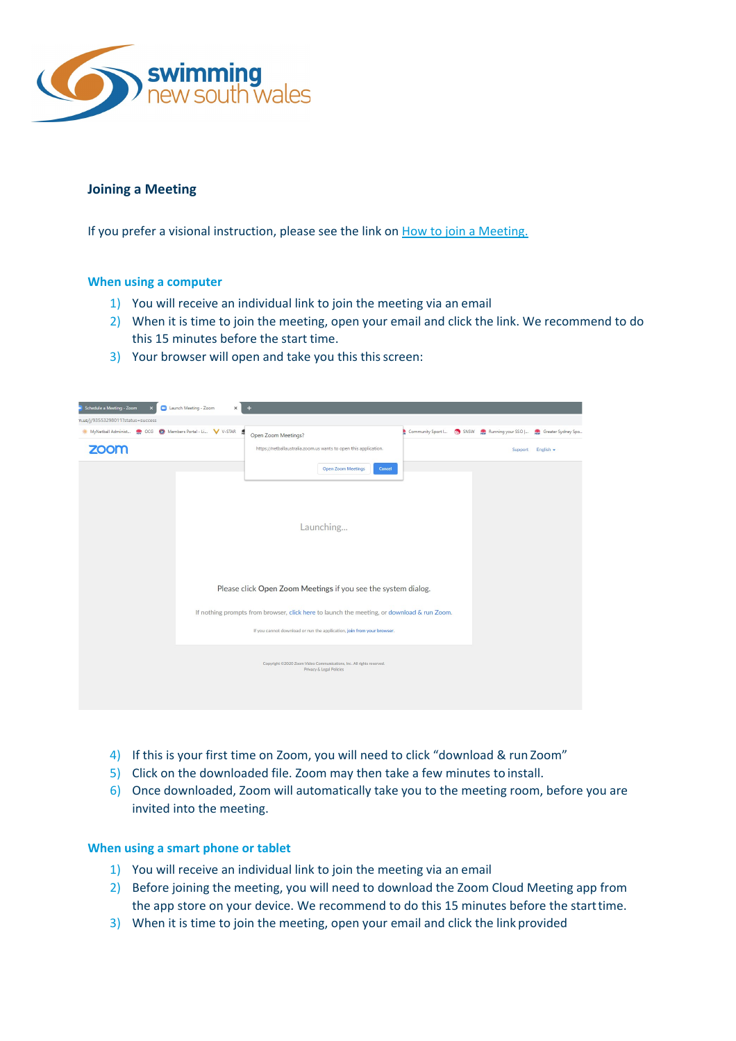## Joining a Meeting

If you prefer a visional instruction, please see the link on [How to join a Meeting.]()

### When using a computer

1) You will receive an individual link to join the meeting via an email
2) When it is time to join the meeting, open your email and click the link. We recommend to do this 15 minutes before the start time.
3) Your browser will open and take you this this screen:

4) If this is your first time on Zoom, you will need to click "download & run Zoom"
5) Click on the downloaded file. Zoom may then take a few minutes to install.
6) Once downloaded, Zoom will automatically take you to the meeting room, before you are invited into the meeting.

### When using a smart phone or tablet

1) You will receive an individual link to join the meeting via an email
2) Before joining the meeting, you will need to download the Zoom Cloud Meeting app from the app store on your device. We recommend to do this 15 minutes before the start time.
3) When it is time to join the meeting, open your email and click the link provided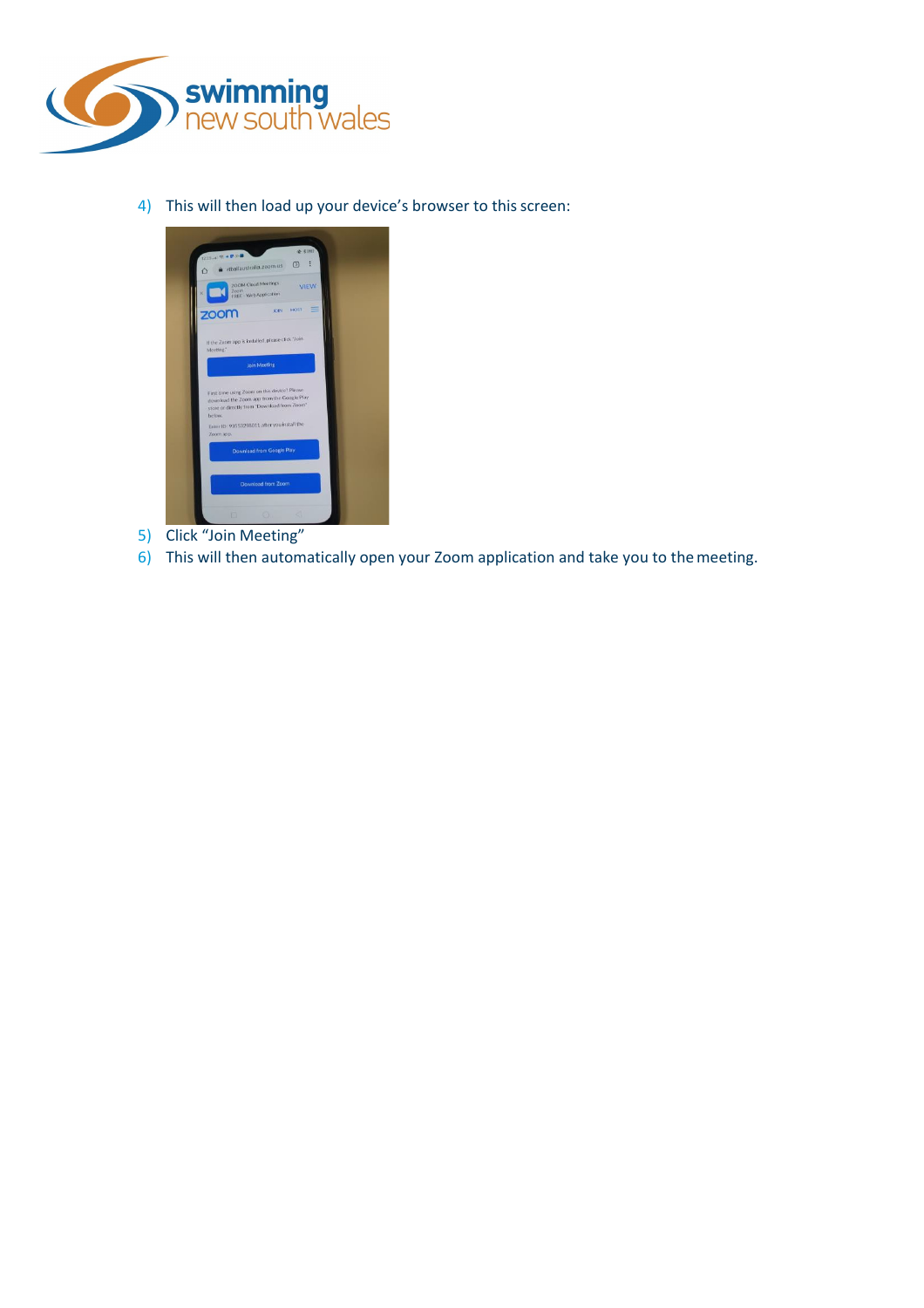4) This will then load up your device's browser to this screen:

5) Click "Join Meeting"
6) This will then automatically open your Zoom application and take you to the meeting.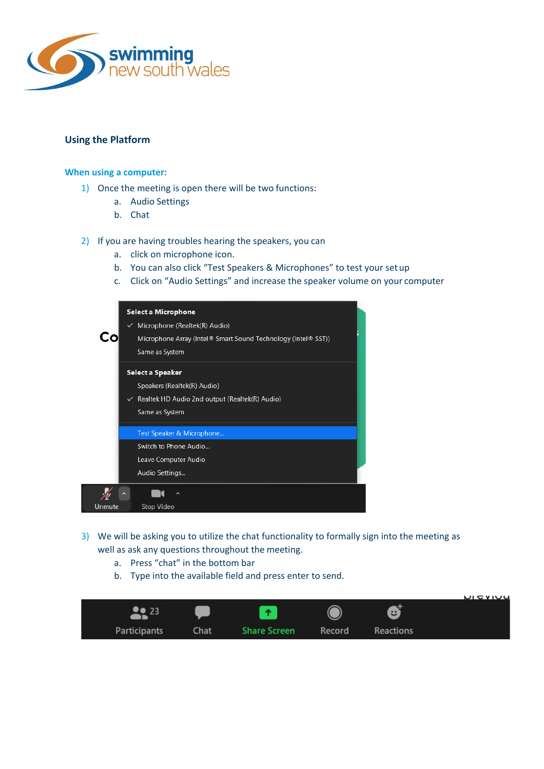## Using the Platform

### When using a computer:

1) Once the meeting is open there will be two functions:
   a. Audio Settings
   b. Chat

2) If you are having troubles hearing the speakers, you can
   a. click on microphone icon.
   b. You can also click “Test Speakers & Microphones” to test your set up
   c. Click on “Audio Settings” and increase the speaker volume on your computer

3) We will be asking you to utilize the chat functionality to formally sign into the meeting as well as ask any questions throughout the meeting.
   a. Press “chat” in the bottom bar
   b. Type into the available field and press enter to send.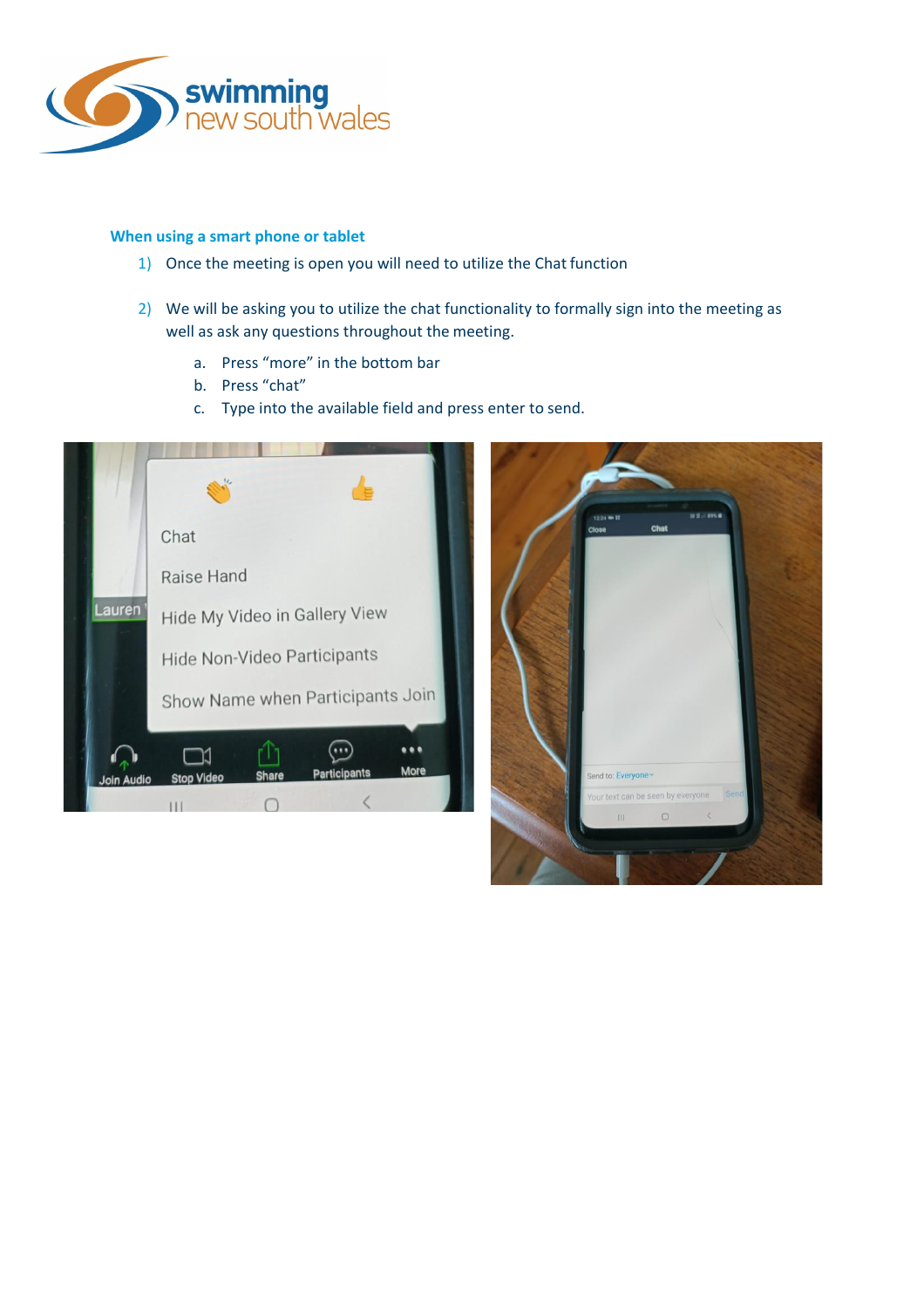### When using a smart phone or tablet

1) Once the meeting is open you will need to utilize the Chat function

2) We will be asking you to utilize the chat functionality to formally sign into the meeting as well as ask any questions throughout the meeting.

   a. Press "more" in the bottom bar
   b. Press "chat"
   c. Type into the available field and press enter to send.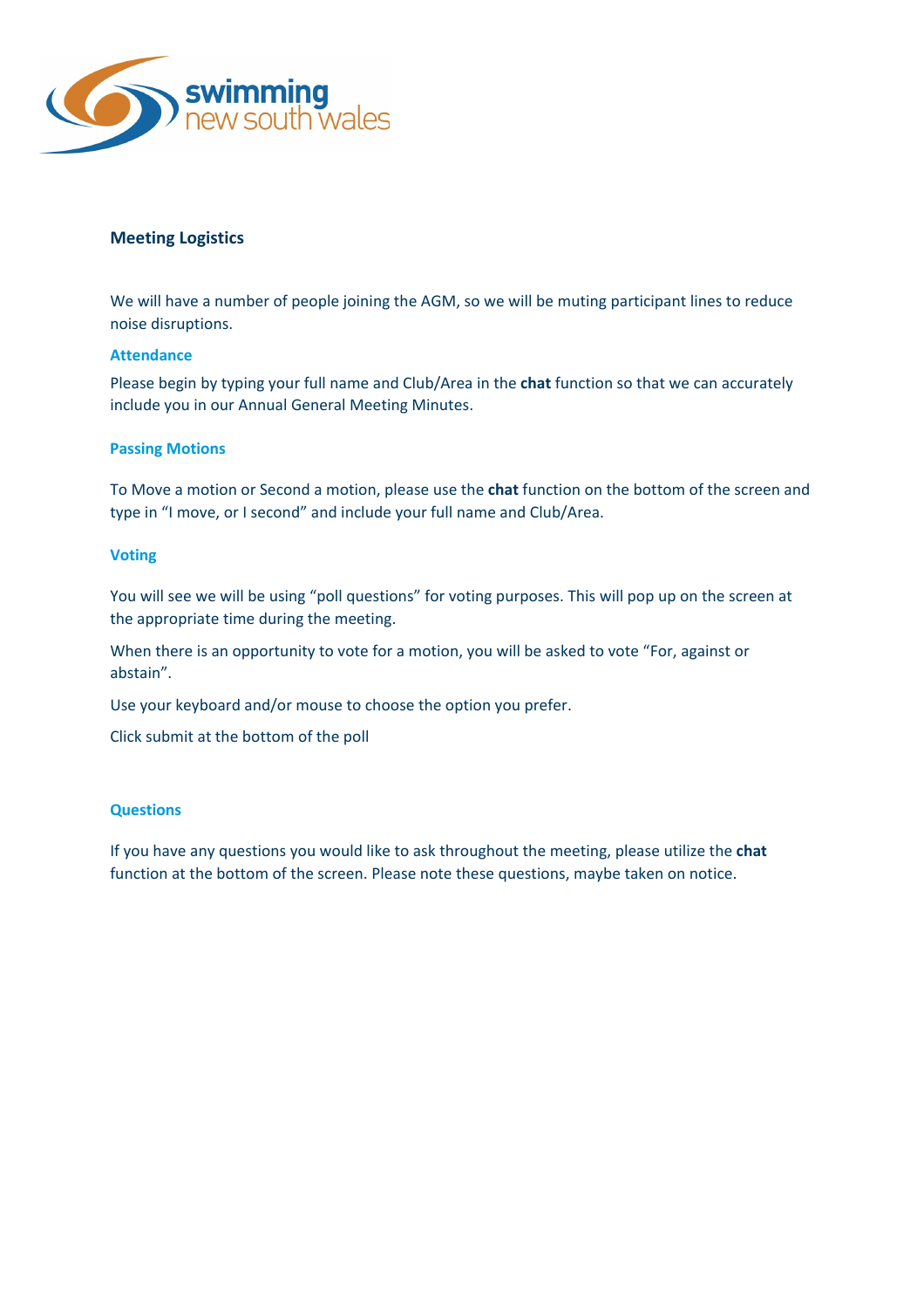## Meeting Logistics

We will have a number of people joining the AGM, so we will be muting participant lines to reduce noise disruptions.

### Attendance

Please begin by typing your full name and Club/Area in the **chat** function so that we can accurately include you in our Annual General Meeting Minutes.

### Passing Motions

To Move a motion or Second a motion, please use the **chat** function on the bottom of the screen and type in "I move, or I second" and include your full name and Club/Area.

### Voting

You will see we will be using "poll questions" for voting purposes. This will pop up on the screen at the appropriate time during the meeting.

When there is an opportunity to vote for a motion, you will be asked to vote "For, against or abstain".

Use your keyboard and/or mouse to choose the option you prefer.

Click submit at the bottom of the poll

### Questions

If you have any questions you would like to ask throughout the meeting, please utilize the **chat** function at the bottom of the screen. Please note these questions, maybe taken on notice.